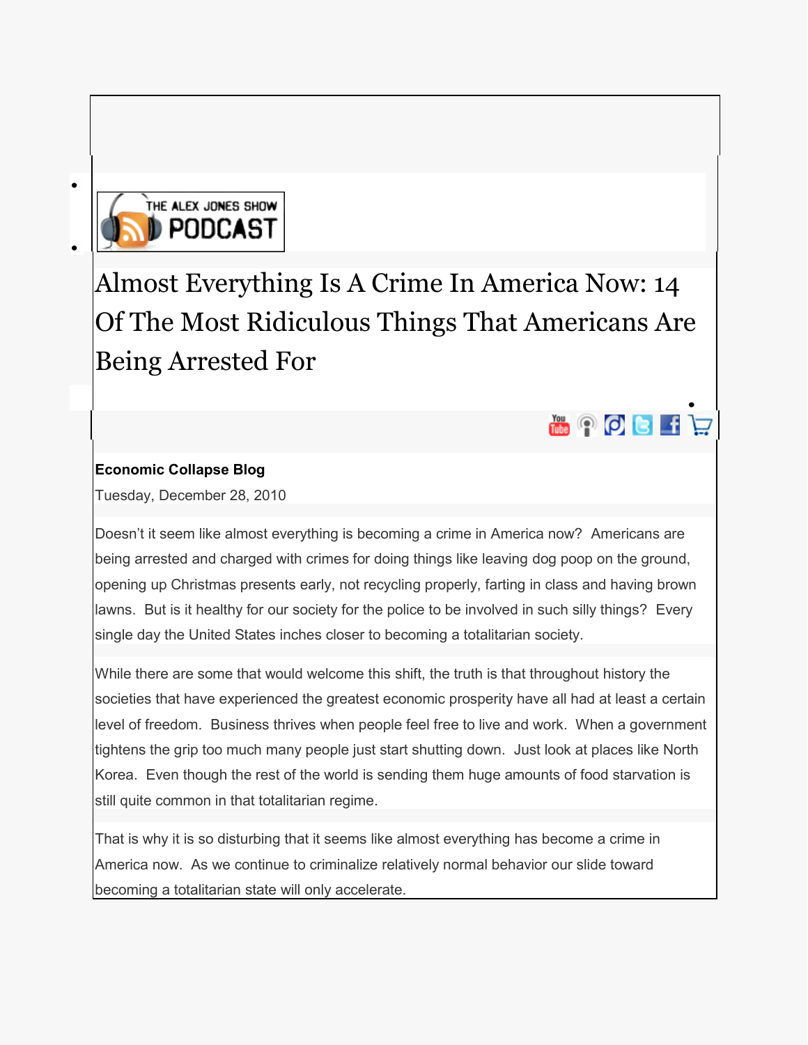THE ALEX JONES SHOW PODCAST

# Almost Everything Is A Crime In America Now: 14 Of The Most Ridiculous Things That Americans Are Being Arrested For

**Economic Collapse Blog**

Tuesday, December 28, 2010

Doesn't it seem like almost everything is becoming a crime in America now? Americans are being arrested and charged with crimes for doing things like leaving dog poop on the ground, opening up Christmas presents early, not recycling properly, farting in class and having brown lawns. But is it healthy for our society for the police to be involved in such silly things? Every single day the United States inches closer to becoming a totalitarian society.

While there are some that would welcome this shift, the truth is that throughout history the societies that have experienced the greatest economic prosperity have all had at least a certain level of freedom. Business thrives when people feel free to live and work. When a government tightens the grip too much many people just start shutting down. Just look at places like North Korea. Even though the rest of the world is sending them huge amounts of food starvation is still quite common in that totalitarian regime.

That is why it is so disturbing that it seems like almost everything has become a crime in America now. As we continue to criminalize relatively normal behavior our slide toward becoming a totalitarian state will only accelerate.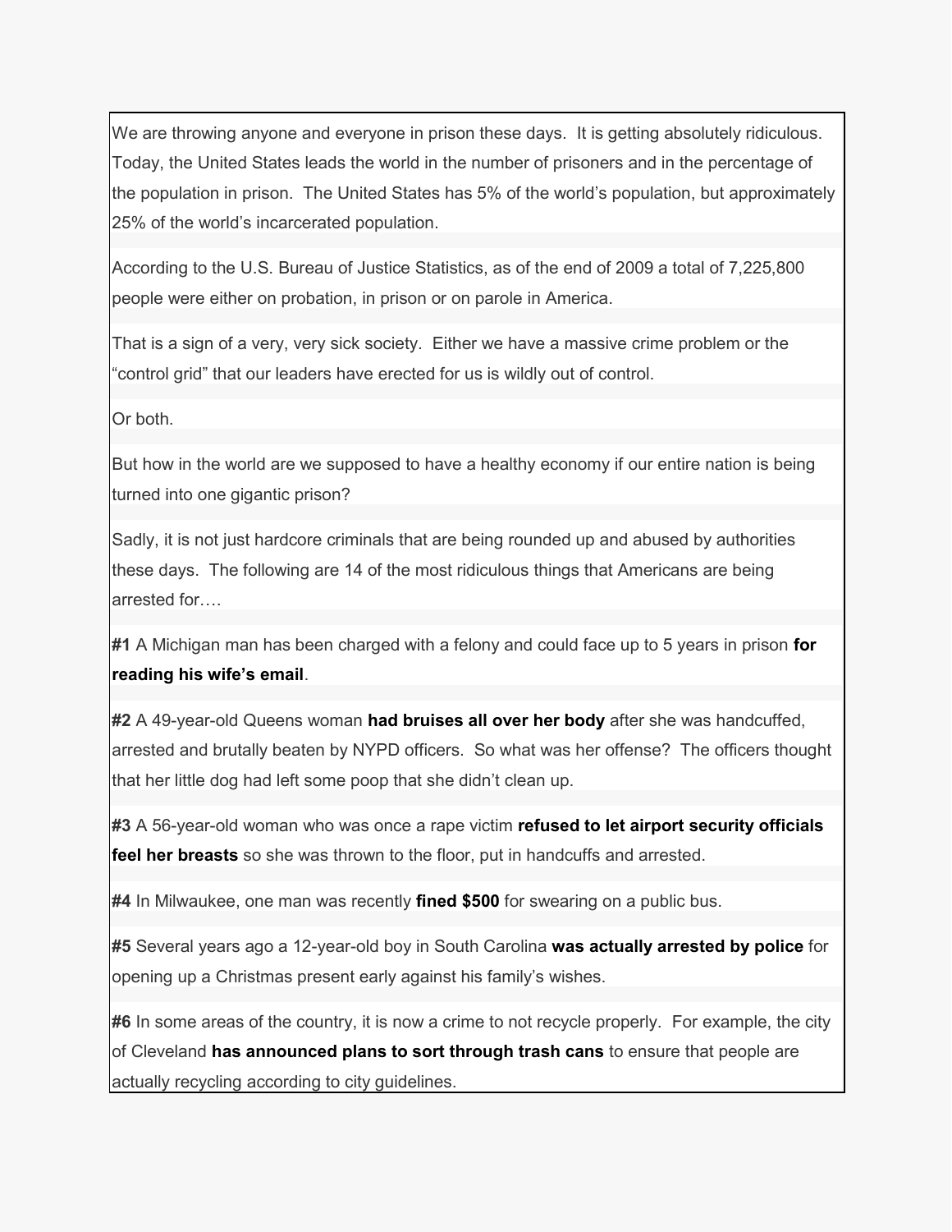We are throwing anyone and everyone in prison these days. It is getting absolutely ridiculous. Today, the United States leads the world in the number of prisoners and in the percentage of the population in prison. The United States has 5% of the world's population, but approximately 25% of the world's incarcerated population.

According to the U.S. Bureau of Justice Statistics, as of the end of 2009 a total of 7,225,800 people were either on probation, in prison or on parole in America.

That is a sign of a very, very sick society. Either we have a massive crime problem or the "control grid" that our leaders have erected for us is wildly out of control.

Or both.

But how in the world are we supposed to have a healthy economy if our entire nation is being turned into one gigantic prison?

Sadly, it is not just hardcore criminals that are being rounded up and abused by authorities these days. The following are 14 of the most ridiculous things that Americans are being arrested for….

**#1** A Michigan man has been charged with a felony and could face up to 5 years in prison **for reading his wife's email**.

**#2** A 49-year-old Queens woman **had bruises all over her body** after she was handcuffed, arrested and brutally beaten by NYPD officers. So what was her offense? The officers thought that her little dog had left some poop that she didn't clean up.

**#3** A 56-year-old woman who was once a rape victim **refused to let airport security officials feel her breasts** so she was thrown to the floor, put in handcuffs and arrested.

**#4** In Milwaukee, one man was recently **fined $500** for swearing on a public bus.

**#5** Several years ago a 12-year-old boy in South Carolina **was actually arrested by police** for opening up a Christmas present early against his family's wishes.

**#6** In some areas of the country, it is now a crime to not recycle properly. For example, the city of Cleveland **has announced plans to sort through trash cans** to ensure that people are actually recycling according to city guidelines.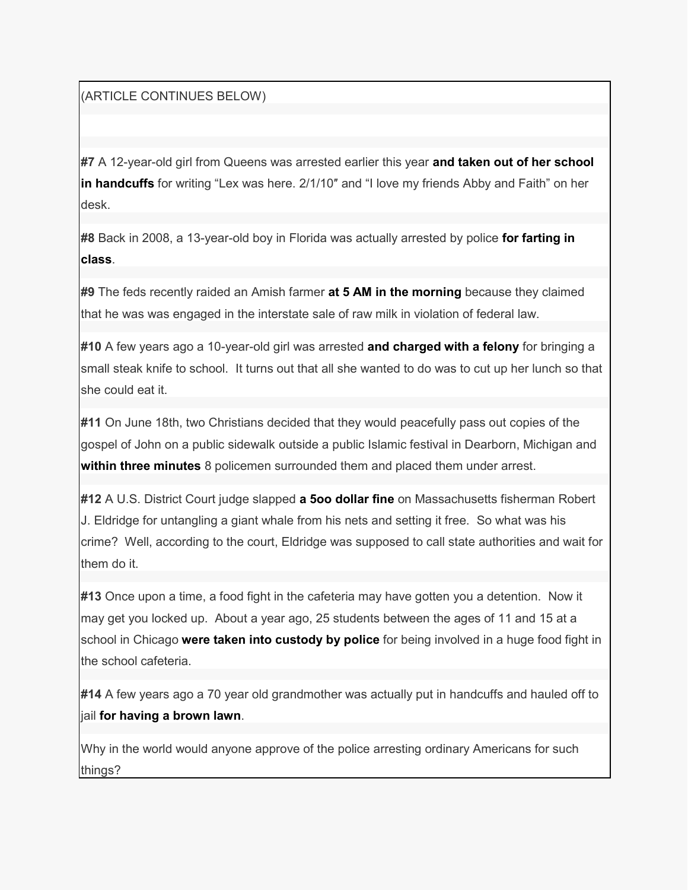(ARTICLE CONTINUES BELOW)

**#7** A 12-year-old girl from Queens was arrested earlier this year **and taken out of her school in handcuffs** for writing "Lex was here. 2/1/10″ and "I love my friends Abby and Faith" on her desk.

**#8** Back in 2008, a 13-year-old boy in Florida was actually arrested by police **for farting in class**.

**#9** The feds recently raided an Amish farmer **at 5 AM in the morning** because they claimed that he was was engaged in the interstate sale of raw milk in violation of federal law.

**#10** A few years ago a 10-year-old girl was arrested **and charged with a felony** for bringing a small steak knife to school. It turns out that all she wanted to do was to cut up her lunch so that she could eat it.

**#11** On June 18th, two Christians decided that they would peacefully pass out copies of the gospel of John on a public sidewalk outside a public Islamic festival in Dearborn, Michigan and **within three minutes** 8 policemen surrounded them and placed them under arrest.

**#12** A U.S. District Court judge slapped **a 5oo dollar fine** on Massachusetts fisherman Robert J. Eldridge for untangling a giant whale from his nets and setting it free. So what was his crime? Well, according to the court, Eldridge was supposed to call state authorities and wait for them do it.

**#13** Once upon a time, a food fight in the cafeteria may have gotten you a detention. Now it may get you locked up. About a year ago, 25 students between the ages of 11 and 15 at a school in Chicago **were taken into custody by police** for being involved in a huge food fight in the school cafeteria.

**#14** A few years ago a 70 year old grandmother was actually put in handcuffs and hauled off to jail **for having a brown lawn**.

Why in the world would anyone approve of the police arresting ordinary Americans for such things?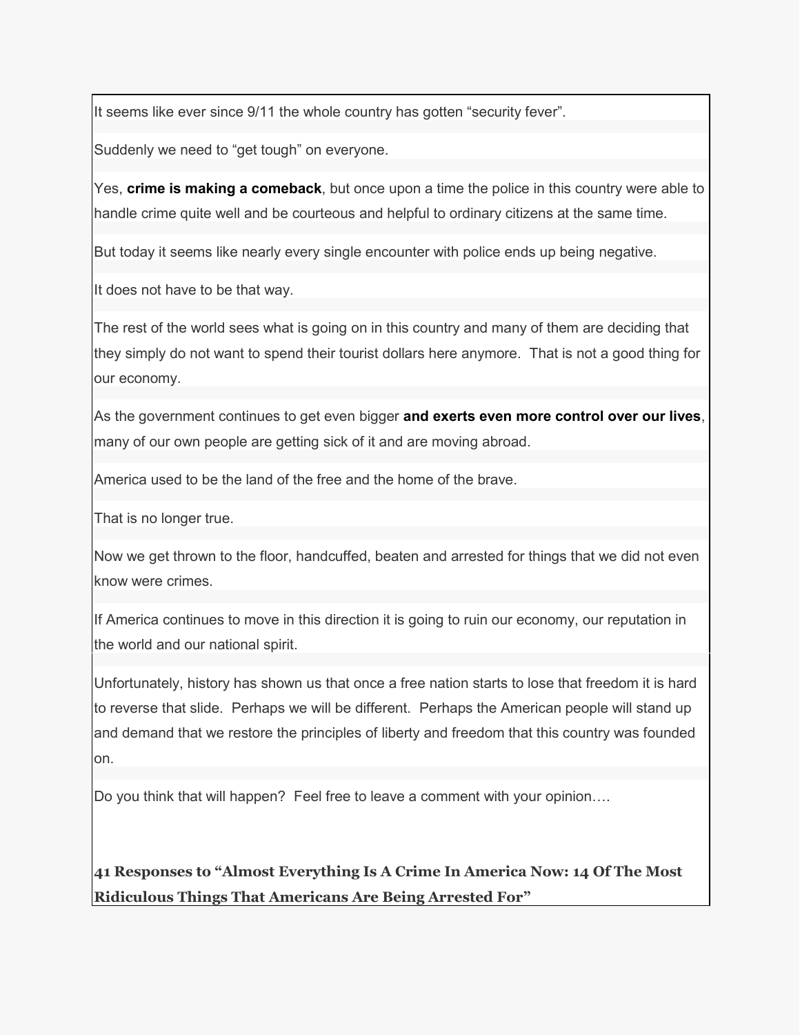It seems like ever since 9/11 the whole country has gotten "security fever".

Suddenly we need to "get tough" on everyone.

Yes, **crime is making a comeback**, but once upon a time the police in this country were able to handle crime quite well and be courteous and helpful to ordinary citizens at the same time.

But today it seems like nearly every single encounter with police ends up being negative.

It does not have to be that way.

The rest of the world sees what is going on in this country and many of them are deciding that they simply do not want to spend their tourist dollars here anymore. That is not a good thing for our economy.

As the government continues to get even bigger **and exerts even more control over our lives**, many of our own people are getting sick of it and are moving abroad.

America used to be the land of the free and the home of the brave.

That is no longer true.

Now we get thrown to the floor, handcuffed, beaten and arrested for things that we did not even know were crimes.

If America continues to move in this direction it is going to ruin our economy, our reputation in the world and our national spirit.

Unfortunately, history has shown us that once a free nation starts to lose that freedom it is hard to reverse that slide. Perhaps we will be different. Perhaps the American people will stand up and demand that we restore the principles of liberty and freedom that this country was founded on.

Do you think that will happen? Feel free to leave a comment with your opinion….

**41 Responses to "Almost Everything Is A Crime In America Now: 14 Of The Most Ridiculous Things That Americans Are Being Arrested For"**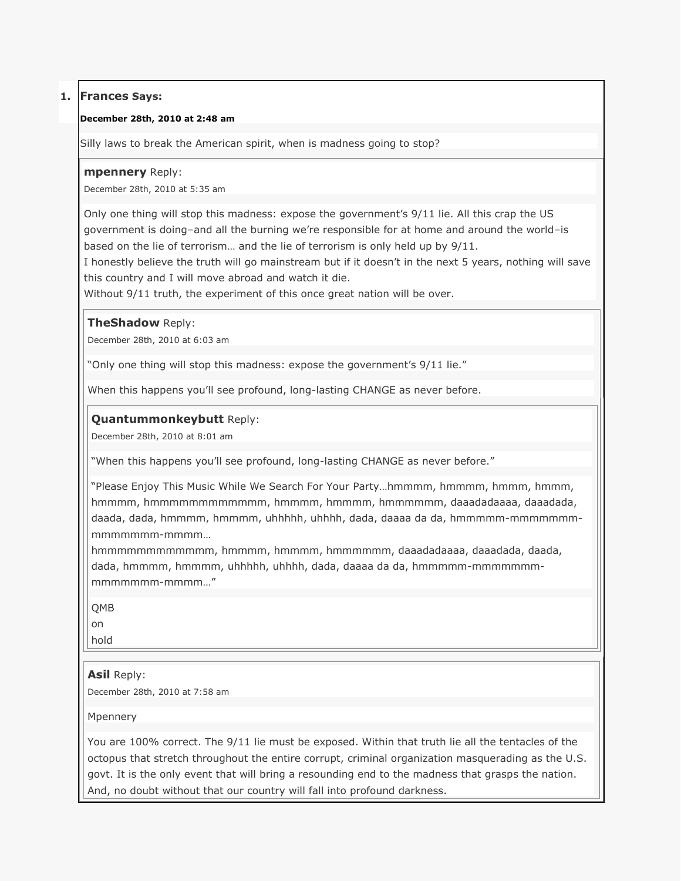1. **Frances Says:**

**December 28th, 2010 at 2:48 am**

Silly laws to break the American spirit, when is madness going to stop?

**mpennery** Reply:

December 28th, 2010 at 5:35 am

Only one thing will stop this madness: expose the government's 9/11 lie. All this crap the US government is doing–and all the burning we're responsible for at home and around the world–is based on the lie of terrorism… and the lie of terrorism is only held up by 9/11.
I honestly believe the truth will go mainstream but if it doesn't in the next 5 years, nothing will save this country and I will move abroad and watch it die.
Without 9/11 truth, the experiment of this once great nation will be over.

**TheShadow** Reply:

December 28th, 2010 at 6:03 am

"Only one thing will stop this madness: expose the government's 9/11 lie."

When this happens you'll see profound, long-lasting CHANGE as never before.

**Quantummonkeybutt** Reply:

December 28th, 2010 at 8:01 am

"When this happens you'll see profound, long-lasting CHANGE as never before."

"Please Enjoy This Music While We Search For Your Party…hmmmm, hmmmm, hmmm, hmmm, hmmmm, hmmmmmmmmmmmmm, hmmmm, hmmmm, hmmmmmm, daaadadaaaa, daaadada, daada, dada, hmmmm, hmmmm, uhhhhh, uhhhh, dada, daaaa da da, hmmmmm-mmmmmmm-mmmmmmm-mmmm…
hmmmmmmmmmmmmm, hmmmm, hmmmm, hmmmmmm, daaadadaaaa, daaadada, daada, dada, hmmmm, hmmmm, uhhhhh, uhhhh, dada, daaaa da da, hmmmmm-mmmmmmm-mmmmmmm-mmmm…"

QMB
on
hold

**Asil** Reply:

December 28th, 2010 at 7:58 am

Mpennery

You are 100% correct. The 9/11 lie must be exposed. Within that truth lie all the tentacles of the octopus that stretch throughout the entire corrupt, criminal organization masquerading as the U.S. govt. It is the only event that will bring a resounding end to the madness that grasps the nation. And, no doubt without that our country will fall into profound darkness.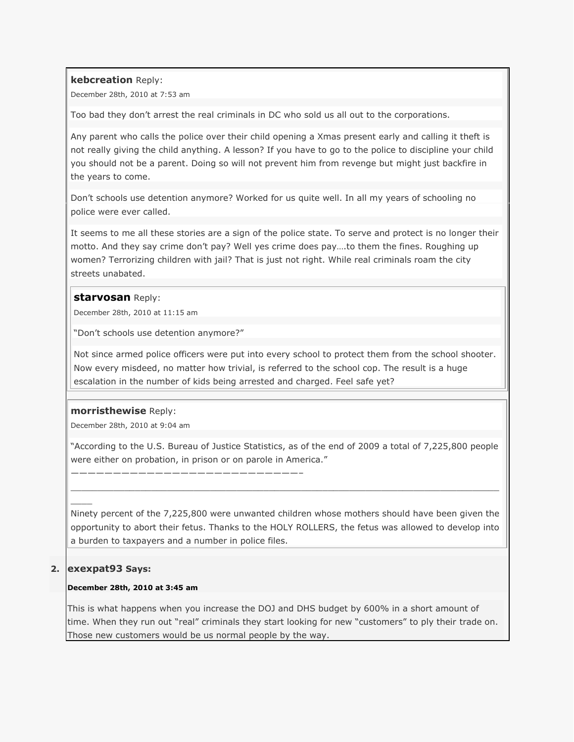**kebcreation** Reply:

December 28th, 2010 at 7:53 am

Too bad they don't arrest the real criminals in DC who sold us all out to the corporations.

Any parent who calls the police over their child opening a Xmas present early and calling it theft is not really giving the child anything. A lesson? If you have to go to the police to discipline your child you should not be a parent. Doing so will not prevent him from revenge but might just backfire in the years to come.

Don't schools use detention anymore? Worked for us quite well. In all my years of schooling no police were ever called.

It seems to me all these stories are a sign of the police state. To serve and protect is no longer their motto. And they say crime don't pay? Well yes crime does pay….to them the fines. Roughing up women? Terrorizing children with jail? That is just not right. While real criminals roam the city streets unabated.

> **starvosan** Reply:
>
> December 28th, 2010 at 11:15 am
>
> "Don't schools use detention anymore?"
>
> Not since armed police officers were put into every school to protect them from the school shooter. Now every misdeed, no matter how trivial, is referred to the school cop. The result is a huge escalation in the number of kids being arrested and charged. Feel safe yet?

**morristhewise** Reply:

December 28th, 2010 at 9:04 am

"According to the U.S. Bureau of Justice Statistics, as of the end of 2009 a total of 7,225,800 people were either on probation, in prison or on parole in America."
——————————————————————————————

---

Ninety percent of the 7,225,800 were unwanted children whose mothers should have been given the opportunity to abort their fetus. Thanks to the HOLY ROLLERS, the fetus was allowed to develop into a burden to taxpayers and a number in police files.

2. **exexpat93 Says:**

**December 28th, 2010 at 3:45 am**

This is what happens when you increase the DOJ and DHS budget by 600% in a short amount of time. When they run out "real" criminals they start looking for new "customers" to ply their trade on. Those new customers would be us normal people by the way.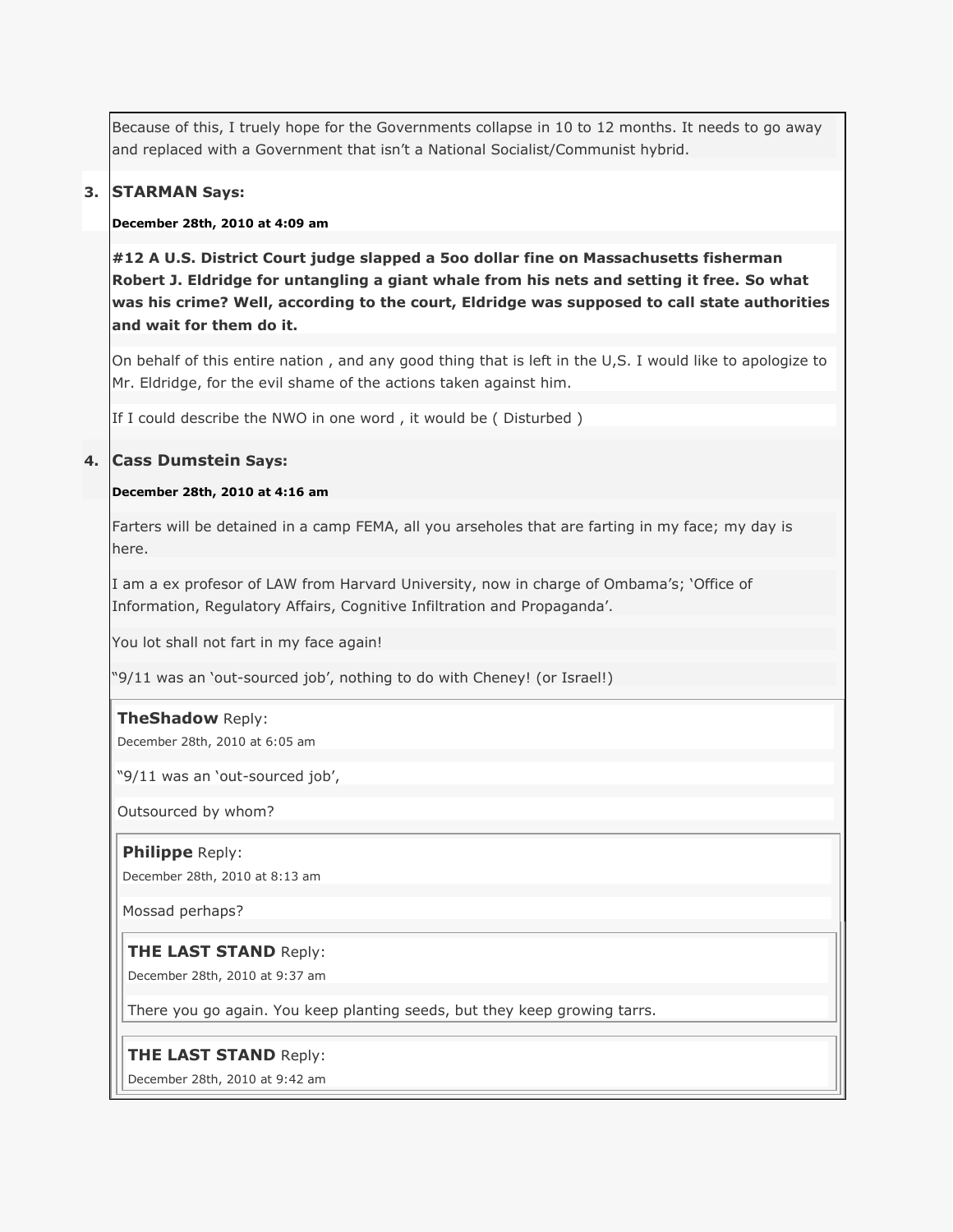Because of this, I truely hope for the Governments collapse in 10 to 12 months. It needs to go away and replaced with a Government that isn't a National Socialist/Communist hybrid.

3. **STARMAN Says:**

   **December 28th, 2010 at 4:09 am**

   **#12 A U.S. District Court judge slapped a 5oo dollar fine on Massachusetts fisherman Robert J. Eldridge for untangling a giant whale from his nets and setting it free. So what was his crime? Well, according to the court, Eldridge was supposed to call state authorities and wait for them do it.**

   On behalf of this entire nation , and any good thing that is left in the U,S. I would like to apologize to Mr. Eldridge, for the evil shame of the actions taken against him.

   If I could describe the NWO in one word , it would be ( Disturbed )

4. **Cass Dumstein Says:**

   **December 28th, 2010 at 4:16 am**

   Farters will be detained in a camp FEMA, all you arseholes that are farting in my face; my day is here.

   I am a ex profesor of LAW from Harvard University, now in charge of Ombama's; 'Office of Information, Regulatory Affairs, Cognitive Infiltration and Propaganda'.

   You lot shall not fart in my face again!

   "9/11 was an 'out-sourced job', nothing to do with Cheney! (or Israel!)

   **TheShadow** Reply:

   December 28th, 2010 at 6:05 am

   "9/11 was an 'out-sourced job',

   Outsourced by whom?

   **Philippe** Reply:

   December 28th, 2010 at 8:13 am

   Mossad perhaps?

   **THE LAST STAND** Reply:

   December 28th, 2010 at 9:37 am

   There you go again. You keep planting seeds, but they keep growing tarrs.

   **THE LAST STAND** Reply:

   December 28th, 2010 at 9:42 am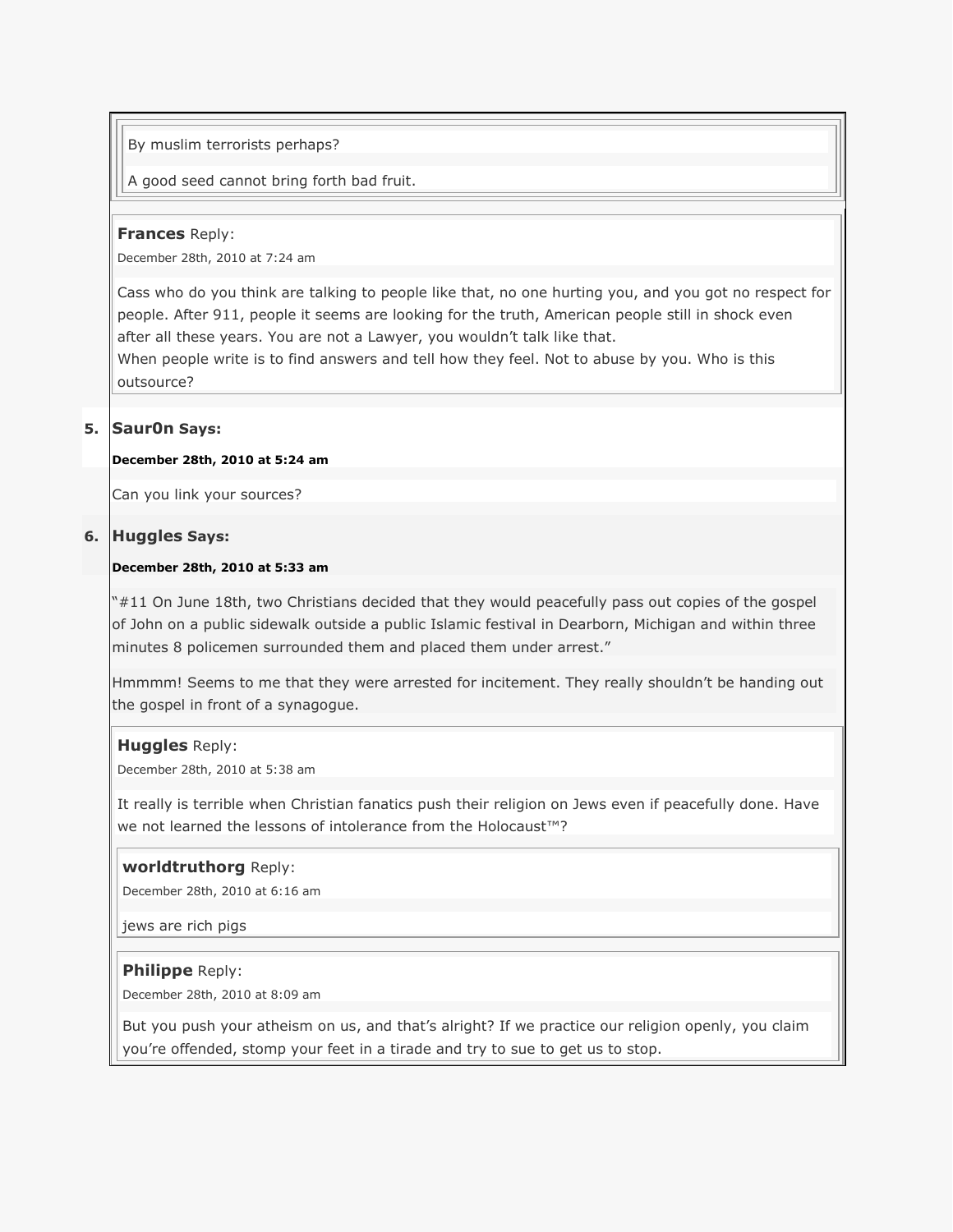By muslim terrorists perhaps?

A good seed cannot bring forth bad fruit.

**Frances** Reply:

December 28th, 2010 at 7:24 am

Cass who do you think are talking to people like that, no one hurting you, and you got no respect for people. After 911, people it seems are looking for the truth, American people still in shock even after all these years. You are not a Lawyer, you wouldn't talk like that.
When people write is to find answers and tell how they feel. Not to abuse by you. Who is this outsource?

5. **Saur0n Says:**

**December 28th, 2010 at 5:24 am**

Can you link your sources?

6. **Huggles Says:**

**December 28th, 2010 at 5:33 am**

"#11 On June 18th, two Christians decided that they would peacefully pass out copies of the gospel of John on a public sidewalk outside a public Islamic festival in Dearborn, Michigan and within three minutes 8 policemen surrounded them and placed them under arrest."

Hmmmm! Seems to me that they were arrested for incitement. They really shouldn't be handing out the gospel in front of a synagogue.

**Huggles** Reply:

December 28th, 2010 at 5:38 am

It really is terrible when Christian fanatics push their religion on Jews even if peacefully done. Have we not learned the lessons of intolerance from the Holocaust™?

**worldtruthorg** Reply:

December 28th, 2010 at 6:16 am

jews are rich pigs

**Philippe** Reply:

December 28th, 2010 at 8:09 am

But you push your atheism on us, and that's alright? If we practice our religion openly, you claim you're offended, stomp your feet in a tirade and try to sue to get us to stop.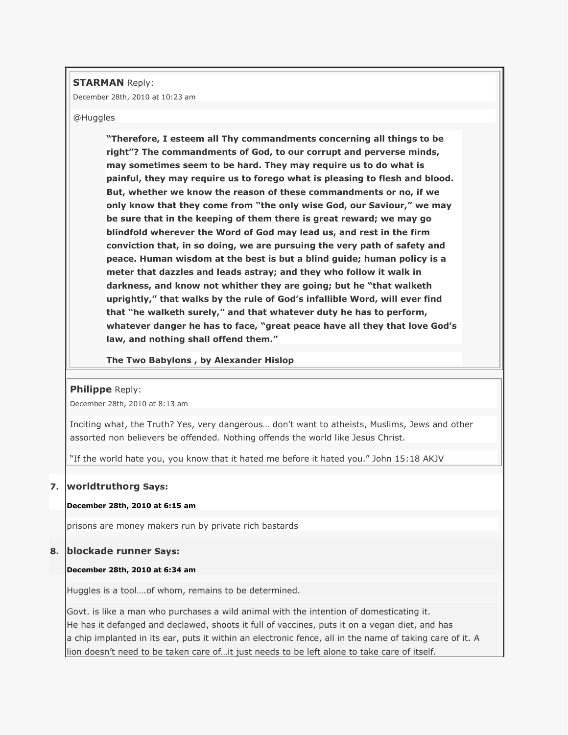**STARMAN** Reply:

December 28th, 2010 at 10:23 am

@Huggles

> **"Therefore, I esteem all Thy commandments concerning all things to be right"? The commandments of God, to our corrupt and perverse minds, may sometimes seem to be hard. They may require us to do what is painful, they may require us to forego what is pleasing to flesh and blood. But, whether we know the reason of these commandments or no, if we only know that they come from "the only wise God, our Saviour," we may be sure that in the keeping of them there is great reward; we may go blindfold wherever the Word of God may lead us, and rest in the firm conviction that, in so doing, we are pursuing the very path of safety and peace. Human wisdom at the best is but a blind guide; human policy is a meter that dazzles and leads astray; and they who follow it walk in darkness, and know not whither they are going; but he "that walketh uprightly," that walks by the rule of God's infallible Word, will ever find that "he walketh surely," and that whatever duty he has to perform, whatever danger he has to face, "great peace have all they that love God's law, and nothing shall offend them."**
>
> **The Two Babylons , by Alexander Hislop**

**Philippe** Reply:

December 28th, 2010 at 8:13 am

Inciting what, the Truth? Yes, very dangerous… don't want to atheists, Muslims, Jews and other assorted non believers be offended. Nothing offends the world like Jesus Christ.

"If the world hate you, you know that it hated me before it hated you." John 15:18 AKJV

7. **worldtruthorg Says:**

   **December 28th, 2010 at 6:15 am**

   prisons are money makers run by private rich bastards

8. **blockade runner Says:**

   **December 28th, 2010 at 6:34 am**

   Huggles is a tool….of whom, remains to be determined.

   Govt. is like a man who purchases a wild animal with the intention of domesticating it.
   He has it defanged and declawed, shoots it full of vaccines, puts it on a vegan diet, and has a chip implanted in its ear, puts it within an electronic fence, all in the name of taking care of it. A lion doesn't need to be taken care of…it just needs to be left alone to take care of itself.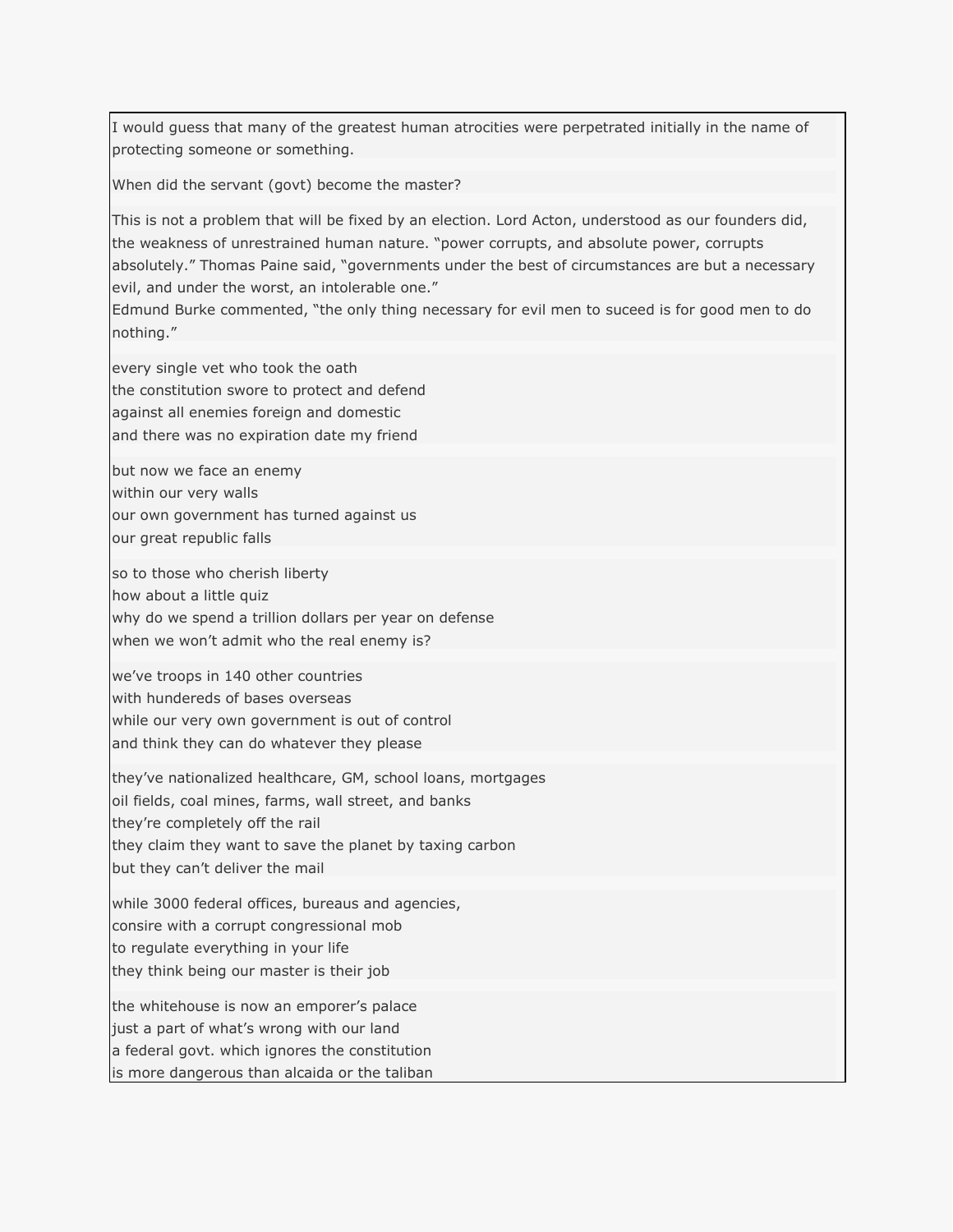I would guess that many of the greatest human atrocities were perpetrated initially in the name of protecting someone or something.

When did the servant (govt) become the master?

This is not a problem that will be fixed by an election. Lord Acton, understood as our founders did, the weakness of unrestrained human nature. "power corrupts, and absolute power, corrupts absolutely." Thomas Paine said, "governments under the best of circumstances are but a necessary evil, and under the worst, an intolerable one."
Edmund Burke commented, "the only thing necessary for evil men to suceed is for good men to do nothing."

every single vet who took the oath
the constitution swore to protect and defend
against all enemies foreign and domestic
and there was no expiration date my friend

but now we face an enemy
within our very walls
our own government has turned against us
our great republic falls

so to those who cherish liberty
how about a little quiz
why do we spend a trillion dollars per year on defense
when we won't admit who the real enemy is?

we've troops in 140 other countries
with hundereds of bases overseas
while our very own government is out of control
and think they can do whatever they please

they've nationalized healthcare, GM, school loans, mortgages
oil fields, coal mines, farms, wall street, and banks
they're completely off the rail
they claim they want to save the planet by taxing carbon
but they can't deliver the mail

while 3000 federal offices, bureaus and agencies,
consire with a corrupt congressional mob
to regulate everything in your life
they think being our master is their job

the whitehouse is now an emporer's palace
just a part of what's wrong with our land
a federal govt. which ignores the constitution
is more dangerous than alcaida or the taliban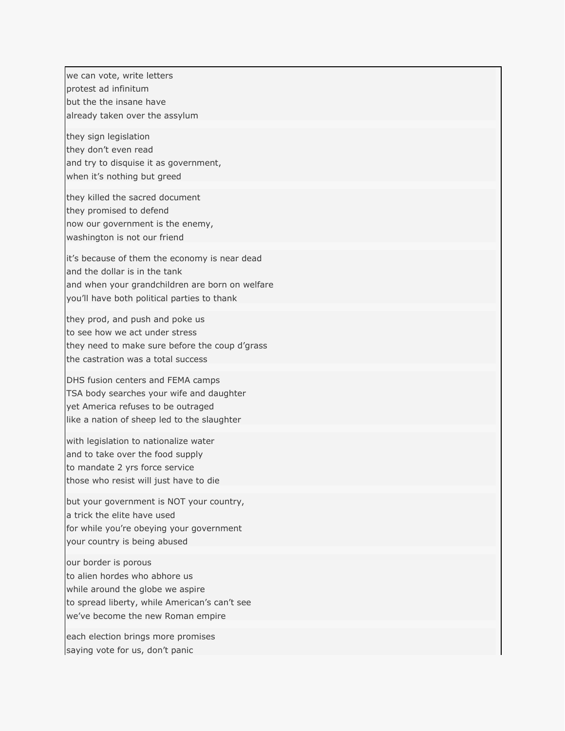we can vote, write letters
protest ad infinitum
but the the insane have
already taken over the assylum

they sign legislation
they don't even read
and try to disguise it as government,
when it's nothing but greed

they killed the sacred document
they promised to defend
now our government is the enemy,
washington is not our friend

it's because of them the economy is near dead
and the dollar is in the tank
and when your grandchildren are born on welfare
you'll have both political parties to thank

they prod, and push and poke us
to see how we act under stress
they need to make sure before the coup d'grass
the castration was a total success

DHS fusion centers and FEMA camps
TSA body searches your wife and daughter
yet America refuses to be outraged
like a nation of sheep led to the slaughter

with legislation to nationalize water
and to take over the food supply
to mandate 2 yrs force service
those who resist will just have to die

but your government is NOT your country,
a trick the elite have used
for while you're obeying your government
your country is being abused

our border is porous
to alien hordes who abhore us
while around the globe we aspire
to spread liberty, while American's can't see
we've become the new Roman empire

each election brings more promises
saying vote for us, don't panic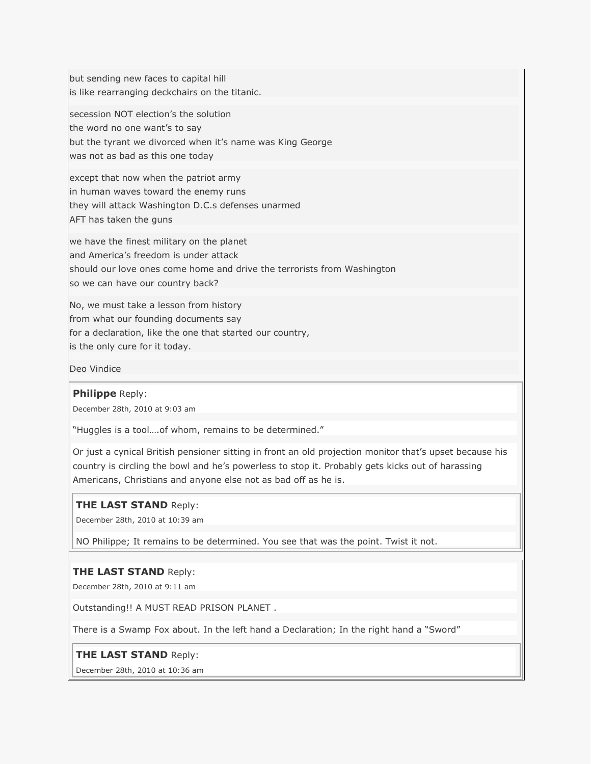but sending new faces to capital hill
is like rearranging deckchairs on the titanic.

secession NOT election's the solution
the word no one want's to say
but the tyrant we divorced when it's name was King George
was not as bad as this one today

except that now when the patriot army
in human waves toward the enemy runs
they will attack Washington D.C.s defenses unarmed
AFT has taken the guns

we have the finest military on the planet
and America's freedom is under attack
should our love ones come home and drive the terrorists from Washington
so we can have our country back?

No, we must take a lesson from history
from what our founding documents say
for a declaration, like the one that started our country,
is the only cure for it today.

Deo Vindice

**Philippe** Reply:

December 28th, 2010 at 9:03 am

"Huggles is a tool….of whom, remains to be determined."

Or just a cynical British pensioner sitting in front an old projection monitor that's upset because his country is circling the bowl and he's powerless to stop it. Probably gets kicks out of harassing Americans, Christians and anyone else not as bad off as he is.

**THE LAST STAND** Reply:

December 28th, 2010 at 10:39 am

NO Philippe; It remains to be determined. You see that was the point. Twist it not.

**THE LAST STAND** Reply:

December 28th, 2010 at 9:11 am

Outstanding!! A MUST READ PRISON PLANET .

There is a Swamp Fox about. In the left hand a Declaration; In the right hand a "Sword"

**THE LAST STAND** Reply:

December 28th, 2010 at 10:36 am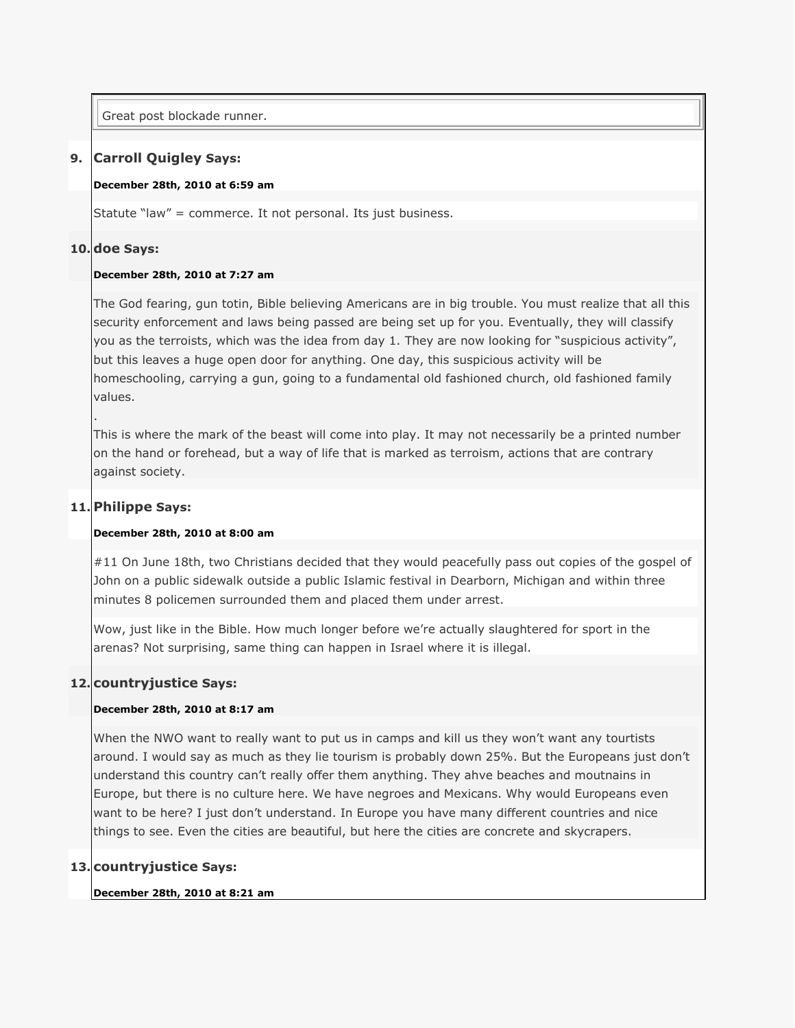Great post blockade runner.

9. **Carroll Quigley Says:**

**December 28th, 2010 at 6:59 am**

Statute "law" = commerce. It not personal. Its just business.

10. **doe Says:**

**December 28th, 2010 at 7:27 am**

The God fearing, gun totin, Bible believing Americans are in big trouble. You must realize that all this security enforcement and laws being passed are being set up for you. Eventually, they will classify you as the terroists, which was the idea from day 1. They are now looking for "suspicious activity", but this leaves a huge open door for anything. One day, this suspicious activity will be homeschooling, carrying a gun, going to a fundamental old fashioned church, old fashioned family values.

.

This is where the mark of the beast will come into play. It may not necessarily be a printed number on the hand or forehead, but a way of life that is marked as terroism, actions that are contrary against society.

11. **Philippe Says:**

**December 28th, 2010 at 8:00 am**

#11 On June 18th, two Christians decided that they would peacefully pass out copies of the gospel of John on a public sidewalk outside a public Islamic festival in Dearborn, Michigan and within three minutes 8 policemen surrounded them and placed them under arrest.

Wow, just like in the Bible. How much longer before we're actually slaughtered for sport in the arenas? Not surprising, same thing can happen in Israel where it is illegal.

12. **countryjustice Says:**

**December 28th, 2010 at 8:17 am**

When the NWO want to really want to put us in camps and kill us they won't want any tourtists around. I would say as much as they lie tourism is probably down 25%. But the Europeans just don't understand this country can't really offer them anything. They ahve beaches and moutnains in Europe, but there is no culture here. We have negroes and Mexicans. Why would Europeans even want to be here? I just don't understand. In Europe you have many different countries and nice things to see. Even the cities are beautiful, but here the cities are concrete and skycrapers.

13. **countryjustice Says:**

**December 28th, 2010 at 8:21 am**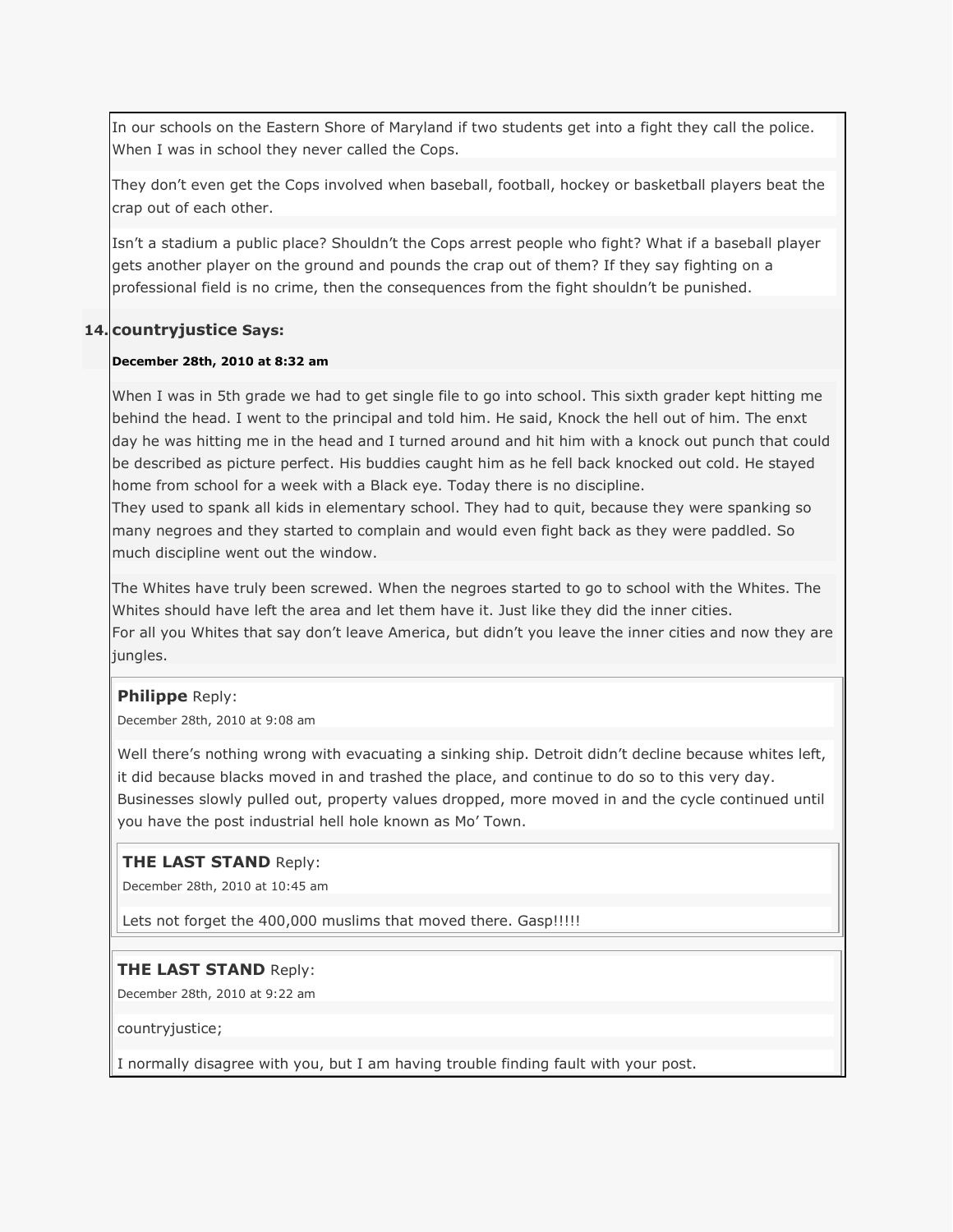In our schools on the Eastern Shore of Maryland if two students get into a fight they call the police. When I was in school they never called the Cops.

They don't even get the Cops involved when baseball, football, hockey or basketball players beat the crap out of each other.

Isn't a stadium a public place? Shouldn't the Cops arrest people who fight? What if a baseball player gets another player on the ground and pounds the crap out of them? If they say fighting on a professional field is no crime, then the consequences from the fight shouldn't be punished.

14. **countryjustice Says:**

**December 28th, 2010 at 8:32 am**

When I was in 5th grade we had to get single file to go into school. This sixth grader kept hitting me behind the head. I went to the principal and told him. He said, Knock the hell out of him. The enxt day he was hitting me in the head and I turned around and hit him with a knock out punch that could be described as picture perfect. His buddies caught him as he fell back knocked out cold. He stayed home from school for a week with a Black eye. Today there is no discipline.
They used to spank all kids in elementary school. They had to quit, because they were spanking so many negroes and they started to complain and would even fight back as they were paddled. So much discipline went out the window.

The Whites have truly been screwed. When the negroes started to go to school with the Whites. The Whites should have left the area and let them have it. Just like they did the inner cities.
For all you Whites that say don't leave America, but didn't you leave the inner cities and now they are jungles.

**Philippe** Reply:

December 28th, 2010 at 9:08 am

Well there's nothing wrong with evacuating a sinking ship. Detroit didn't decline because whites left, it did because blacks moved in and trashed the place, and continue to do so to this very day. Businesses slowly pulled out, property values dropped, more moved in and the cycle continued until you have the post industrial hell hole known as Mo' Town.

**THE LAST STAND** Reply:

December 28th, 2010 at 10:45 am

Lets not forget the 400,000 muslims that moved there. Gasp!!!!!

**THE LAST STAND** Reply:

December 28th, 2010 at 9:22 am

countryjustice;

I normally disagree with you, but I am having trouble finding fault with your post.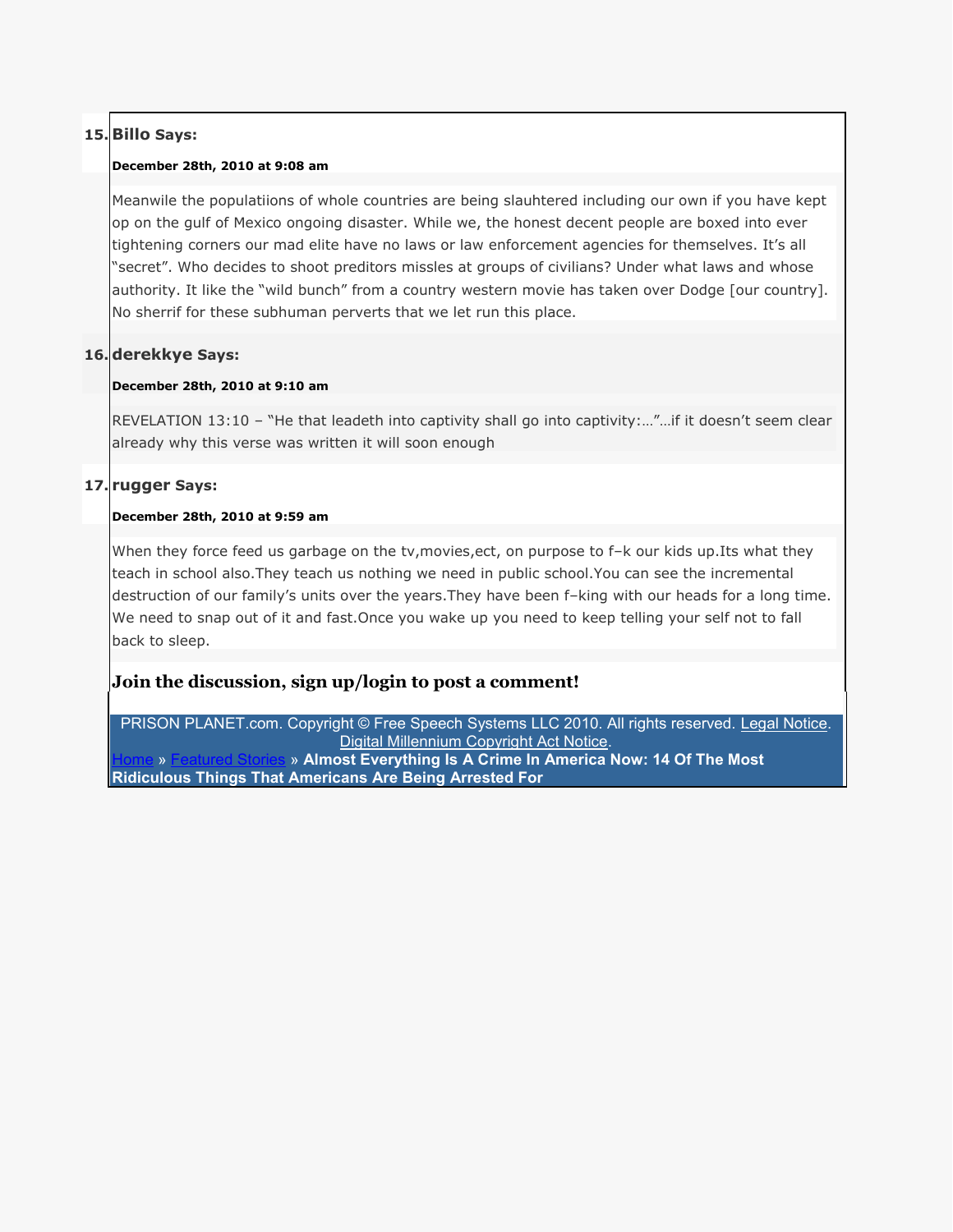15. **Billo Says:**

**December 28th, 2010 at 9:08 am**

Meanwile the populatiions of whole countries are being slauhtered including our own if you have kept op on the gulf of Mexico ongoing disaster. While we, the honest decent people are boxed into ever tightening corners our mad elite have no laws or law enforcement agencies for themselves. It's all "secret". Who decides to shoot preditors missles at groups of civilians? Under what laws and whose authority. It like the "wild bunch" from a country western movie has taken over Dodge [our country]. No sherrif for these subhuman perverts that we let run this place.

16. **derekkye Says:**

**December 28th, 2010 at 9:10 am**

REVELATION 13:10 – "He that leadeth into captivity shall go into captivity:…"…if it doesn't seem clear already why this verse was written it will soon enough

17. **rugger Says:**

**December 28th, 2010 at 9:59 am**

When they force feed us garbage on the tv,movies,ect, on purpose to f–k our kids up.Its what they teach in school also.They teach us nothing we need in public school.You can see the incremental destruction of our family's units over the years.They have been f–king with our heads for a long time. We need to snap out of it and fast.Once you wake up you need to keep telling your self not to fall back to sleep.

**Join the discussion, sign up/login to post a comment!**

PRISON PLANET.com. Copyright © Free Speech Systems LLC 2010. All rights reserved. Legal Notice. Digital Millennium Copyright Act Notice.

Home » Featured Stories » **Almost Everything Is A Crime In America Now: 14 Of The Most Ridiculous Things That Americans Are Being Arrested For**